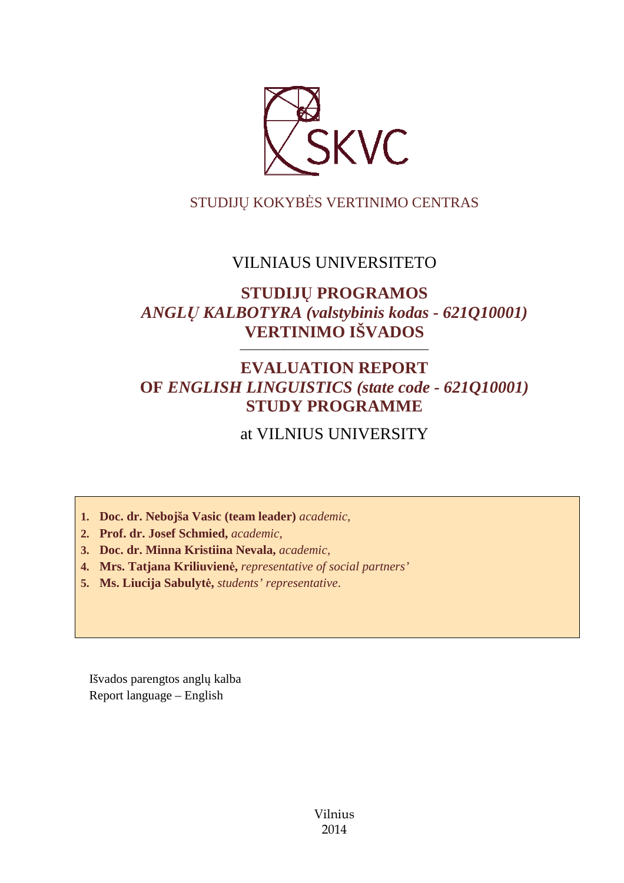SKVC

STUDIJŲ KOKYBĖS VERTINIMO CENTRAS

VILNIAUS UNIVERSITETO

# STUDIJŲ PROGRAMOS *ANGLŲ KALBOTYRA (valstybinis kodas - 621Q10001)* VERTINIMO IŠVADOS

---

# EVALUATION REPORT OF *ENGLISH LINGUISTICS (state code - 621Q10001)* STUDY PROGRAMME

at VILNIUS UNIVERSITY

1. **Doc. dr. Nebojša Vasic (team leader)** *academic,*
2. **Prof. dr. Josef Schmied,** *academic,*
3. **Doc. dr. Minna Kristiina Nevala,** *academic,*
4. **Mrs. Tatjana Kriliuvienė,** *representative of social partners'*
5. **Ms. Liucija Sabulytė,** *students' representative*.

Išvados parengtos anglų kalba
Report language – English

Vilnius
2014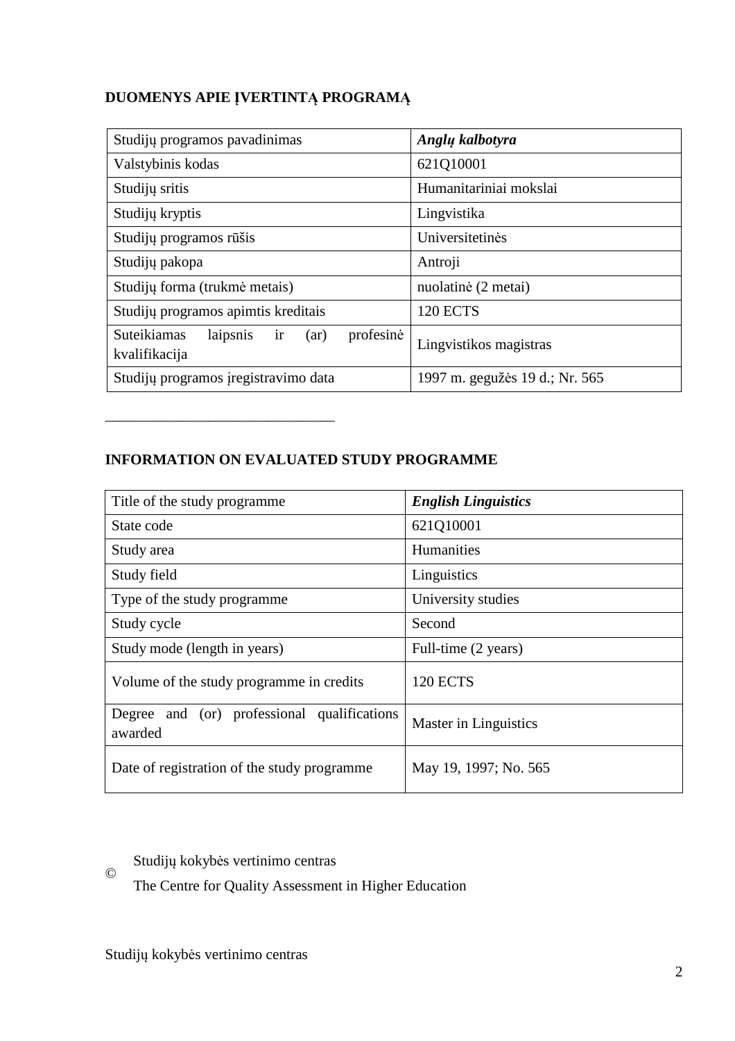**DUOMENYS APIE ĮVERTINTĄ PROGRAMĄ**

| Studijų programos pavadinimas | ***Anglų kalbotyra*** |
|---|---|
| Valstybinis kodas | 621Q10001 |
| Studijų sritis | Humanitariniai mokslai |
| Studijų kryptis | Lingvistika |
| Studijų programos rūšis | Universitetinės |
| Studijų pakopa | Antroji |
| Studijų forma (trukmė metais) | nuolatinė (2 metai) |
| Studijų programos apimtis kreditais | 120 ECTS |
| Suteikiamas laipsnis ir (ar) profesinė kvalifikacija | Lingvistikos magistras |
| Studijų programos įregistravimo data | 1997 m. gegužės 19 d.; Nr. 565 |

______________________________

**INFORMATION ON EVALUATED STUDY PROGRAMME**

| Title of the study programme | ***English Linguistics*** |
|---|---|
| State code | 621Q10001 |
| Study area | Humanities |
| Study field | Linguistics |
| Type of the study programme | University studies |
| Study cycle | Second |
| Study mode (length in years) | Full-time (2 years) |
| Volume of the study programme in credits | 120 ECTS |
| Degree and (or) professional qualifications awarded | Master in Linguistics |
| Date of registration of the study programme | May 19, 1997; No. 565 |

© Studijų kokybės vertinimo centras
The Centre for Quality Assessment in Higher Education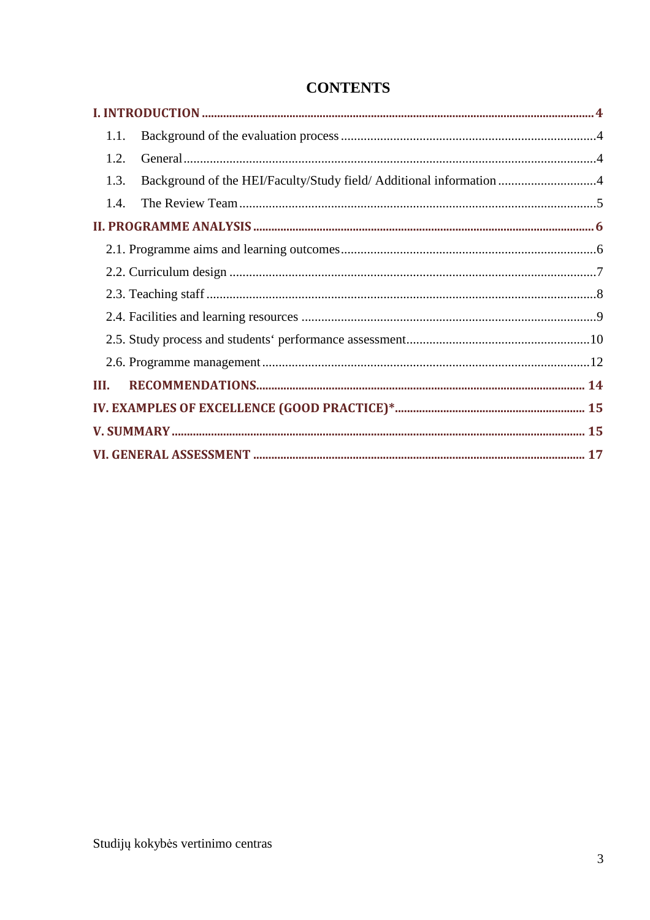# CONTENTS

**I. INTRODUCTION** ..... **4**

1.1. Background of the evaluation process ..... 4

1.2. General ..... 4

1.3. Background of the HEI/Faculty/Study field/ Additional information ..... 4

1.4. The Review Team ..... 5

**II. PROGRAMME ANALYSIS** ..... **6**

2.1. Programme aims and learning outcomes ..... 6

2.2. Curriculum design ..... 7

2.3. Teaching staff ..... 8

2.4. Facilities and learning resources ..... 9

2.5. Study process and students‘ performance assessment ..... 10

2.6. Programme management ..... 12

**III. RECOMMENDATIONS** ..... **14**

**IV. EXAMPLES OF EXCELLENCE (GOOD PRACTICE)*** ..... **15**

**V. SUMMARY** ..... **15**

**VI. GENERAL ASSESSMENT** ..... **17**

Studijų kokybės vertinimo centras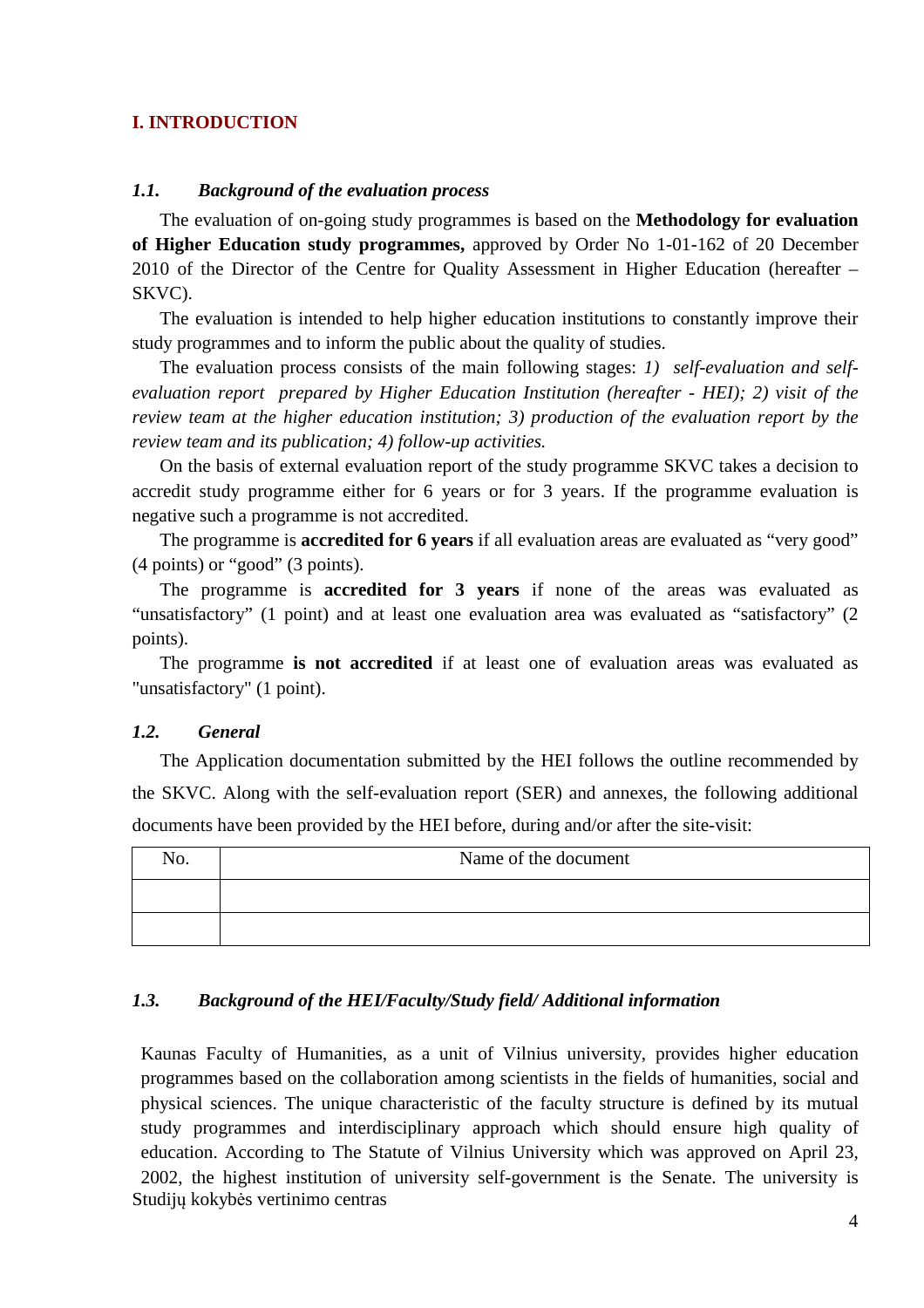## I. INTRODUCTION

### *1.1. Background of the evaluation process*

The evaluation of on-going study programmes is based on the **Methodology for evaluation of Higher Education study programmes,** approved by Order No 1-01-162 of 20 December 2010 of the Director of the Centre for Quality Assessment in Higher Education (hereafter – SKVC).

The evaluation is intended to help higher education institutions to constantly improve their study programmes and to inform the public about the quality of studies.

The evaluation process consists of the main following stages: *1) self-evaluation and self-evaluation report prepared by Higher Education Institution (hereafter - HEI); 2) visit of the review team at the higher education institution; 3) production of the evaluation report by the review team and its publication; 4) follow-up activities.*

On the basis of external evaluation report of the study programme SKVC takes a decision to accredit study programme either for 6 years or for 3 years. If the programme evaluation is negative such a programme is not accredited.

The programme is **accredited for 6 years** if all evaluation areas are evaluated as "very good" (4 points) or "good" (3 points).

The programme is **accredited for 3 years** if none of the areas was evaluated as "unsatisfactory" (1 point) and at least one evaluation area was evaluated as "satisfactory" (2 points).

The programme **is not accredited** if at least one of evaluation areas was evaluated as "unsatisfactory" (1 point).

### *1.2. General*

The Application documentation submitted by the HEI follows the outline recommended by the SKVC. Along with the self-evaluation report (SER) and annexes, the following additional documents have been provided by the HEI before, during and/or after the site-visit:

| No. | Name of the document |
|---|---|
| | |
| | |

### *1.3. Background of the HEI/Faculty/Study field/ Additional information*

Kaunas Faculty of Humanities, as a unit of Vilnius university, provides higher education programmes based on the collaboration among scientists in the fields of humanities, social and physical sciences. The unique characteristic of the faculty structure is defined by its mutual study programmes and interdisciplinary approach which should ensure high quality of education. According to The Statute of Vilnius University which was approved on April 23, 2002, the highest institution of university self-government is the Senate. The university is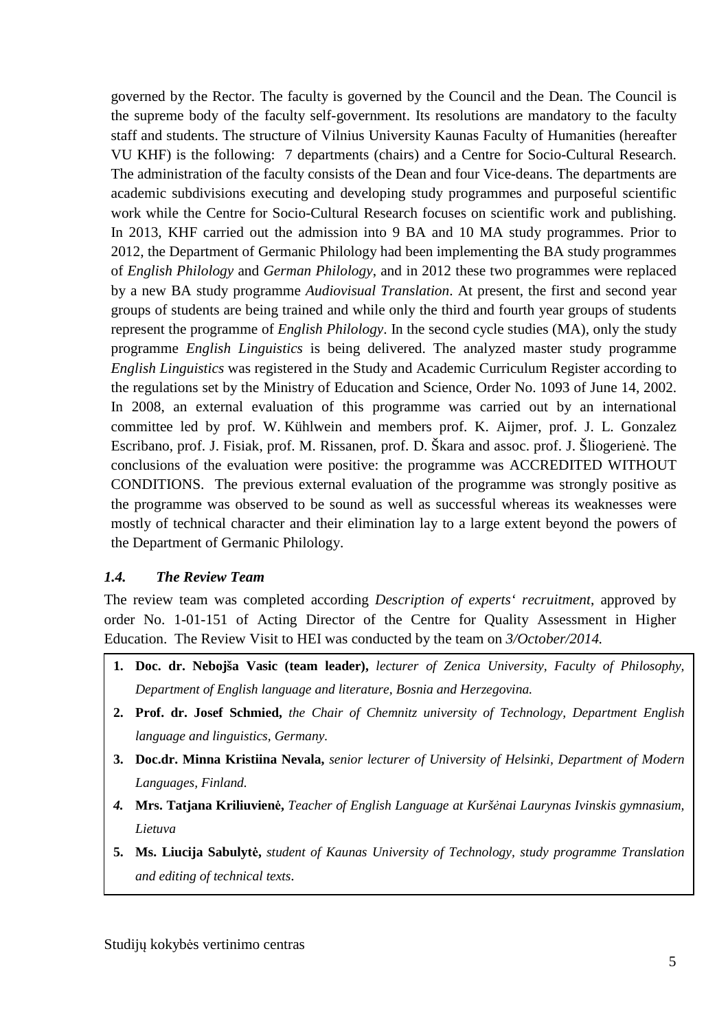governed by the Rector. The faculty is governed by the Council and the Dean. The Council is the supreme body of the faculty self-government. Its resolutions are mandatory to the faculty staff and students. The structure of Vilnius University Kaunas Faculty of Humanities (hereafter VU KHF) is the following: 7 departments (chairs) and a Centre for Socio-Cultural Research. The administration of the faculty consists of the Dean and four Vice-deans. The departments are academic subdivisions executing and developing study programmes and purposeful scientific work while the Centre for Socio-Cultural Research focuses on scientific work and publishing. In 2013, KHF carried out the admission into 9 BA and 10 MA study programmes. Prior to 2012, the Department of Germanic Philology had been implementing the BA study programmes of *English Philology* and *German Philology*, and in 2012 these two programmes were replaced by a new BA study programme *Audiovisual Translation*. At present, the first and second year groups of students are being trained and while only the third and fourth year groups of students represent the programme of *English Philology*. In the second cycle studies (MA), only the study programme *English Linguistics* is being delivered. The analyzed master study programme *English Linguistics* was registered in the Study and Academic Curriculum Register according to the regulations set by the Ministry of Education and Science, Order No. 1093 of June 14, 2002. In 2008, an external evaluation of this programme was carried out by an international committee led by prof. W. Kühlwein and members prof. K. Aijmer, prof. J. L. Gonzalez Escribano, prof. J. Fisiak, prof. M. Rissanen, prof. D. Škara and assoc. prof. J. Šliogerienė. The conclusions of the evaluation were positive: the programme was ACCREDITED WITHOUT CONDITIONS. The previous external evaluation of the programme was strongly positive as the programme was observed to be sound as well as successful whereas its weaknesses were mostly of technical character and their elimination lay to a large extent beyond the powers of the Department of Germanic Philology.

### *1.4. The Review Team*

The review team was completed according *Description of experts' recruitment*, approved by order No. 1-01-151 of Acting Director of the Centre for Quality Assessment in Higher Education. The Review Visit to HEI was conducted by the team on *3/October/2014.*

1. **Doc. dr. Nebojša Vasic (team leader),** *lecturer of Zenica University, Faculty of Philosophy, Department of English language and literature, Bosnia and Herzegovina.*
2. **Prof. dr. Josef Schmied,** *the Chair of Chemnitz university of Technology, Department English language and linguistics, Germany.*
3. **Doc.dr. Minna Kristiina Nevala,** *senior lecturer of University of Helsinki, Department of Modern Languages, Finland.*
4. **Mrs. Tatjana Kriliuvienė,** *Teacher of English Language at Kuršėnai Laurynas Ivinskis gymnasium, Lietuva*
5. **Ms. Liucija Sabulytė,** *student of Kaunas University of Technology, study programme Translation and editing of technical texts.*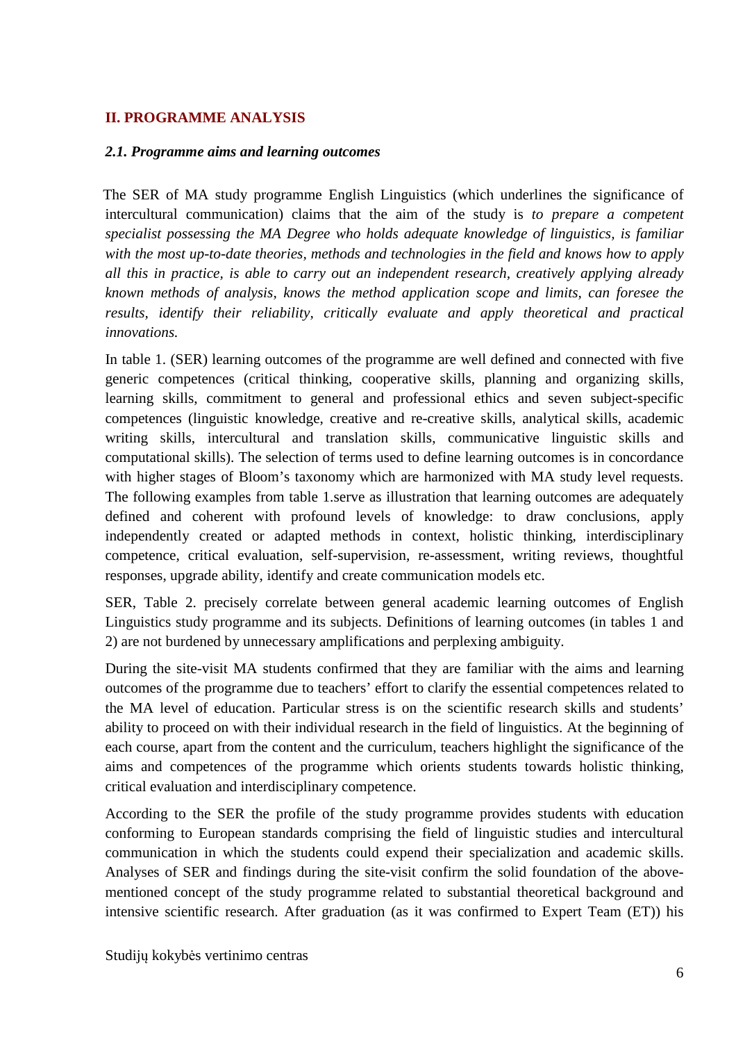## II. PROGRAMME ANALYSIS

### *2.1. Programme aims and learning outcomes*

The SER of MA study programme English Linguistics (which underlines the significance of intercultural communication) claims that the aim of the study is *to prepare a competent specialist possessing the MA Degree who holds adequate knowledge of linguistics, is familiar with the most up-to-date theories, methods and technologies in the field and knows how to apply all this in practice, is able to carry out an independent research, creatively applying already known methods of analysis, knows the method application scope and limits, can foresee the results, identify their reliability, critically evaluate and apply theoretical and practical innovations.*

In table 1. (SER) learning outcomes of the programme are well defined and connected with five generic competences (critical thinking, cooperative skills, planning and organizing skills, learning skills, commitment to general and professional ethics and seven subject-specific competences (linguistic knowledge, creative and re-creative skills, analytical skills, academic writing skills, intercultural and translation skills, communicative linguistic skills and computational skills). The selection of terms used to define learning outcomes is in concordance with higher stages of Bloom's taxonomy which are harmonized with MA study level requests. The following examples from table 1.serve as illustration that learning outcomes are adequately defined and coherent with profound levels of knowledge: to draw conclusions, apply independently created or adapted methods in context, holistic thinking, interdisciplinary competence, critical evaluation, self-supervision, re-assessment, writing reviews, thoughtful responses, upgrade ability, identify and create communication models etc.

SER, Table 2. precisely correlate between general academic learning outcomes of English Linguistics study programme and its subjects. Definitions of learning outcomes (in tables 1 and 2) are not burdened by unnecessary amplifications and perplexing ambiguity.

During the site-visit MA students confirmed that they are familiar with the aims and learning outcomes of the programme due to teachers' effort to clarify the essential competences related to the MA level of education. Particular stress is on the scientific research skills and students' ability to proceed on with their individual research in the field of linguistics. At the beginning of each course, apart from the content and the curriculum, teachers highlight the significance of the aims and competences of the programme which orients students towards holistic thinking, critical evaluation and interdisciplinary competence.

According to the SER the profile of the study programme provides students with education conforming to European standards comprising the field of linguistic studies and intercultural communication in which the students could expend their specialization and academic skills. Analyses of SER and findings during the site-visit confirm the solid foundation of the above-mentioned concept of the study programme related to substantial theoretical background and intensive scientific research. After graduation (as it was confirmed to Expert Team (ET)) his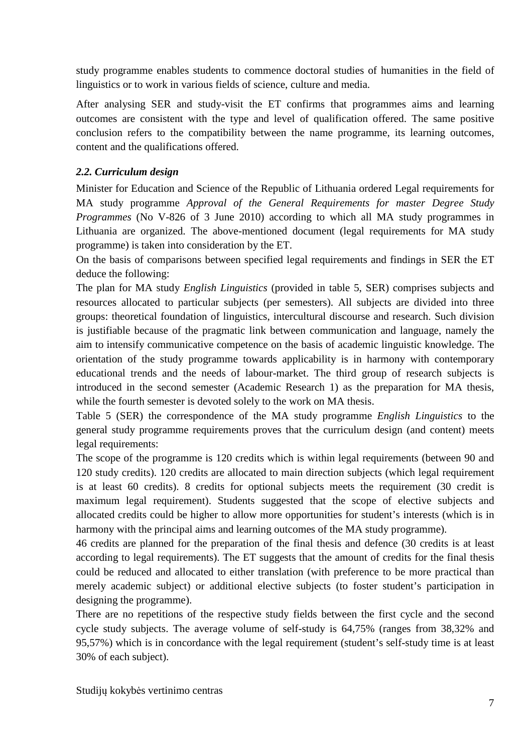study programme enables students to commence doctoral studies of humanities in the field of linguistics or to work in various fields of science, culture and media.

After analysing SER and study-visit the ET confirms that programmes aims and learning outcomes are consistent with the type and level of qualification offered. The same positive conclusion refers to the compatibility between the name programme, its learning outcomes, content and the qualifications offered.

### *2.2. Curriculum design*

Minister for Education and Science of the Republic of Lithuania ordered Legal requirements for MA study programme *Approval of the General Requirements for master Degree Study Programmes* (No V-826 of 3 June 2010) according to which all MA study programmes in Lithuania are organized. The above-mentioned document (legal requirements for MA study programme) is taken into consideration by the ET.

On the basis of comparisons between specified legal requirements and findings in SER the ET deduce the following:

The plan for MA study *English Linguistics* (provided in table 5, SER) comprises subjects and resources allocated to particular subjects (per semesters). All subjects are divided into three groups: theoretical foundation of linguistics, intercultural discourse and research. Such division is justifiable because of the pragmatic link between communication and language, namely the aim to intensify communicative competence on the basis of academic linguistic knowledge. The orientation of the study programme towards applicability is in harmony with contemporary educational trends and the needs of labour-market. The third group of research subjects is introduced in the second semester (Academic Research 1) as the preparation for MA thesis, while the fourth semester is devoted solely to the work on MA thesis.

Table 5 (SER) the correspondence of the MA study programme *English Linguistics* to the general study programme requirements proves that the curriculum design (and content) meets legal requirements:

The scope of the programme is 120 credits which is within legal requirements (between 90 and 120 study credits). 120 credits are allocated to main direction subjects (which legal requirement is at least 60 credits). 8 credits for optional subjects meets the requirement (30 credit is maximum legal requirement). Students suggested that the scope of elective subjects and allocated credits could be higher to allow more opportunities for student's interests (which is in harmony with the principal aims and learning outcomes of the MA study programme).

46 credits are planned for the preparation of the final thesis and defence (30 credits is at least according to legal requirements). The ET suggests that the amount of credits for the final thesis could be reduced and allocated to either translation (with preference to be more practical than merely academic subject) or additional elective subjects (to foster student's participation in designing the programme).

There are no repetitions of the respective study fields between the first cycle and the second cycle study subjects. The average volume of self-study is 64,75% (ranges from 38,32% and 95,57%) which is in concordance with the legal requirement (student's self-study time is at least 30% of each subject).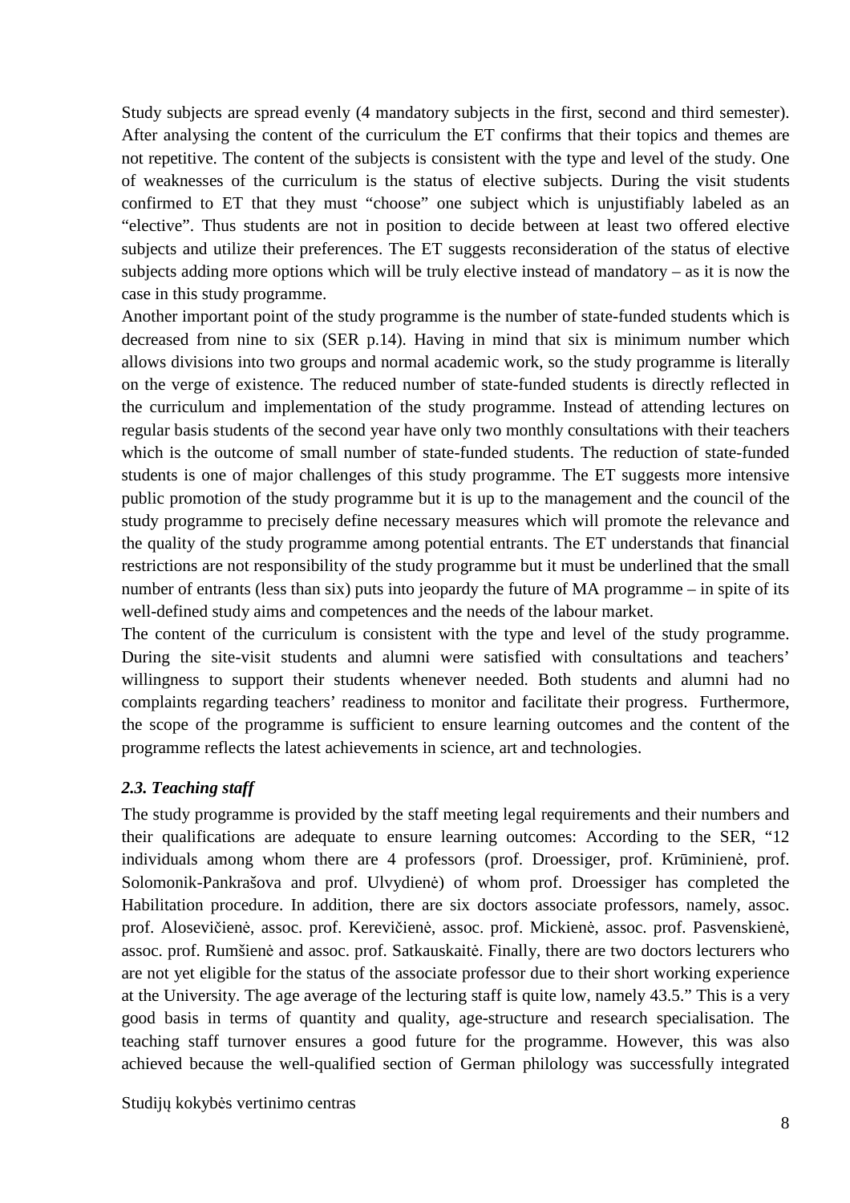Study subjects are spread evenly (4 mandatory subjects in the first, second and third semester). After analysing the content of the curriculum the ET confirms that their topics and themes are not repetitive. The content of the subjects is consistent with the type and level of the study. One of weaknesses of the curriculum is the status of elective subjects. During the visit students confirmed to ET that they must "choose" one subject which is unjustifiably labeled as an "elective". Thus students are not in position to decide between at least two offered elective subjects and utilize their preferences. The ET suggests reconsideration of the status of elective subjects adding more options which will be truly elective instead of mandatory – as it is now the case in this study programme.

Another important point of the study programme is the number of state-funded students which is decreased from nine to six (SER p.14). Having in mind that six is minimum number which allows divisions into two groups and normal academic work, so the study programme is literally on the verge of existence. The reduced number of state-funded students is directly reflected in the curriculum and implementation of the study programme. Instead of attending lectures on regular basis students of the second year have only two monthly consultations with their teachers which is the outcome of small number of state-funded students. The reduction of state-funded students is one of major challenges of this study programme. The ET suggests more intensive public promotion of the study programme but it is up to the management and the council of the study programme to precisely define necessary measures which will promote the relevance and the quality of the study programme among potential entrants. The ET understands that financial restrictions are not responsibility of the study programme but it must be underlined that the small number of entrants (less than six) puts into jeopardy the future of MA programme – in spite of its well-defined study aims and competences and the needs of the labour market.

The content of the curriculum is consistent with the type and level of the study programme. During the site-visit students and alumni were satisfied with consultations and teachers' willingness to support their students whenever needed. Both students and alumni had no complaints regarding teachers' readiness to monitor and facilitate their progress. Furthermore, the scope of the programme is sufficient to ensure learning outcomes and the content of the programme reflects the latest achievements in science, art and technologies.

### *2.3. Teaching staff*

The study programme is provided by the staff meeting legal requirements and their numbers and their qualifications are adequate to ensure learning outcomes: According to the SER, "12 individuals among whom there are 4 professors (prof. Droessiger, prof. Krūminienė, prof. Solomonik-Pankrašova and prof. Ulvydienė) of whom prof. Droessiger has completed the Habilitation procedure. In addition, there are six doctors associate professors, namely, assoc. prof. Alosevičienė, assoc. prof. Kerevičienė, assoc. prof. Mickienė, assoc. prof. Pasvenskienė, assoc. prof. Rumšienė and assoc. prof. Satkauskaitė. Finally, there are two doctors lecturers who are not yet eligible for the status of the associate professor due to their short working experience at the University. The age average of the lecturing staff is quite low, namely 43.5." This is a very good basis in terms of quantity and quality, age-structure and research specialisation. The teaching staff turnover ensures a good future for the programme. However, this was also achieved because the well-qualified section of German philology was successfully integrated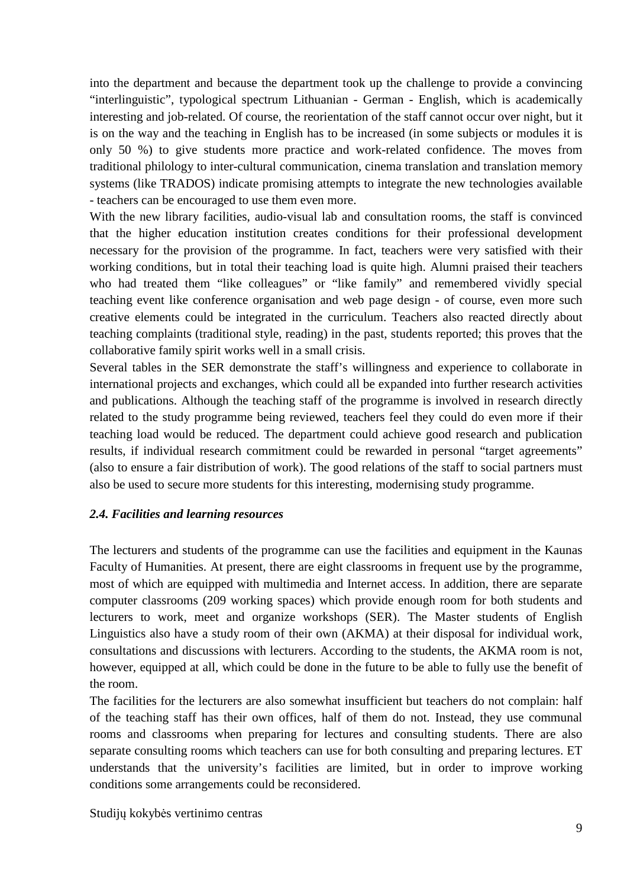into the department and because the department took up the challenge to provide a convincing "interlinguistic", typological spectrum Lithuanian - German - English, which is academically interesting and job-related. Of course, the reorientation of the staff cannot occur over night, but it is on the way and the teaching in English has to be increased (in some subjects or modules it is only 50 %) to give students more practice and work-related confidence. The moves from traditional philology to inter-cultural communication, cinema translation and translation memory systems (like TRADOS) indicate promising attempts to integrate the new technologies available - teachers can be encouraged to use them even more.

With the new library facilities, audio-visual lab and consultation rooms, the staff is convinced that the higher education institution creates conditions for their professional development necessary for the provision of the programme. In fact, teachers were very satisfied with their working conditions, but in total their teaching load is quite high. Alumni praised their teachers who had treated them "like colleagues" or "like family" and remembered vividly special teaching event like conference organisation and web page design - of course, even more such creative elements could be integrated in the curriculum. Teachers also reacted directly about teaching complaints (traditional style, reading) in the past, students reported; this proves that the collaborative family spirit works well in a small crisis.

Several tables in the SER demonstrate the staff's willingness and experience to collaborate in international projects and exchanges, which could all be expanded into further research activities and publications. Although the teaching staff of the programme is involved in research directly related to the study programme being reviewed, teachers feel they could do even more if their teaching load would be reduced. The department could achieve good research and publication results, if individual research commitment could be rewarded in personal "target agreements" (also to ensure a fair distribution of work). The good relations of the staff to social partners must also be used to secure more students for this interesting, modernising study programme.

### *2.4. Facilities and learning resources*

The lecturers and students of the programme can use the facilities and equipment in the Kaunas Faculty of Humanities. At present, there are eight classrooms in frequent use by the programme, most of which are equipped with multimedia and Internet access. In addition, there are separate computer classrooms (209 working spaces) which provide enough room for both students and lecturers to work, meet and organize workshops (SER). The Master students of English Linguistics also have a study room of their own (AKMA) at their disposal for individual work, consultations and discussions with lecturers. According to the students, the AKMA room is not, however, equipped at all, which could be done in the future to be able to fully use the benefit of the room.

The facilities for the lecturers are also somewhat insufficient but teachers do not complain: half of the teaching staff has their own offices, half of them do not. Instead, they use communal rooms and classrooms when preparing for lectures and consulting students. There are also separate consulting rooms which teachers can use for both consulting and preparing lectures. ET understands that the university's facilities are limited, but in order to improve working conditions some arrangements could be reconsidered.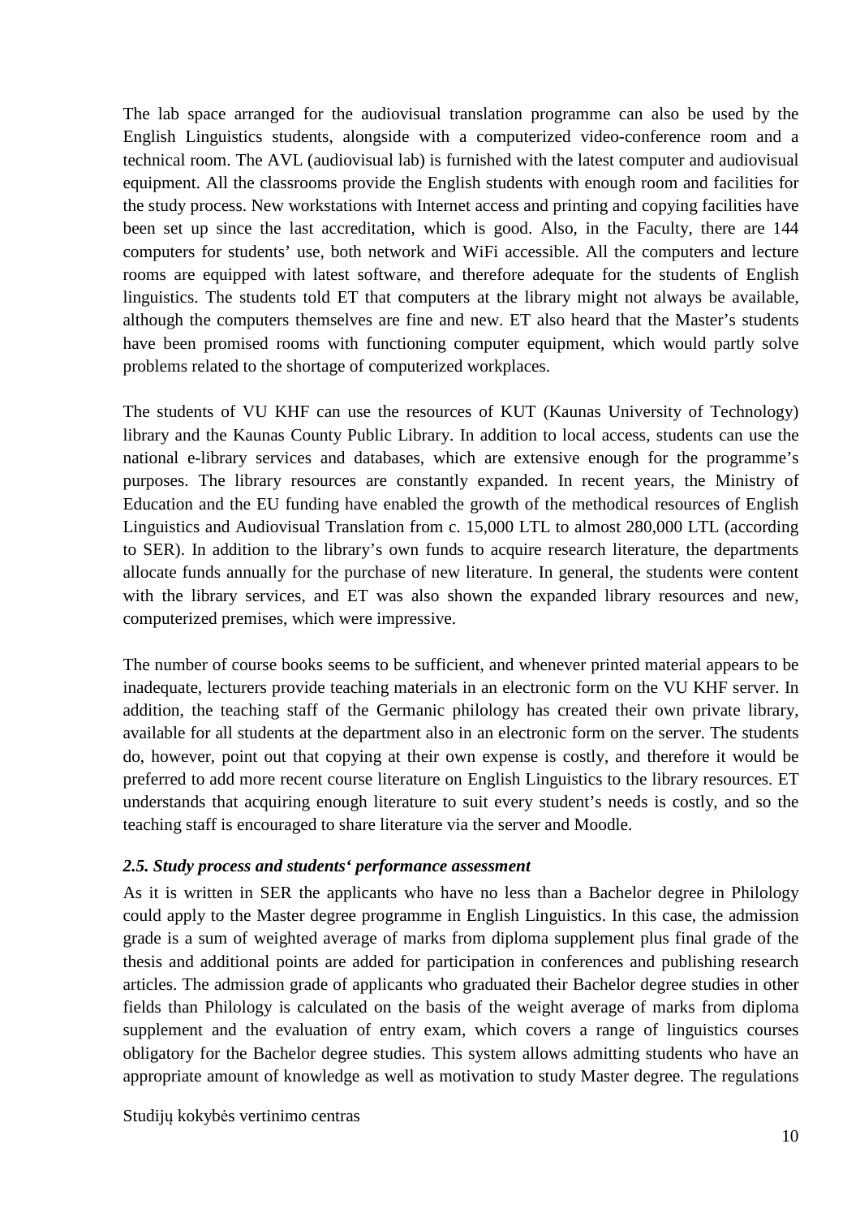The lab space arranged for the audiovisual translation programme can also be used by the English Linguistics students, alongside with a computerized video-conference room and a technical room. The AVL (audiovisual lab) is furnished with the latest computer and audiovisual equipment. All the classrooms provide the English students with enough room and facilities for the study process. New workstations with Internet access and printing and copying facilities have been set up since the last accreditation, which is good. Also, in the Faculty, there are 144 computers for students' use, both network and WiFi accessible. All the computers and lecture rooms are equipped with latest software, and therefore adequate for the students of English linguistics. The students told ET that computers at the library might not always be available, although the computers themselves are fine and new. ET also heard that the Master's students have been promised rooms with functioning computer equipment, which would partly solve problems related to the shortage of computerized workplaces.

The students of VU KHF can use the resources of KUT (Kaunas University of Technology) library and the Kaunas County Public Library. In addition to local access, students can use the national e-library services and databases, which are extensive enough for the programme's purposes. The library resources are constantly expanded. In recent years, the Ministry of Education and the EU funding have enabled the growth of the methodical resources of English Linguistics and Audiovisual Translation from c. 15,000 LTL to almost 280,000 LTL (according to SER). In addition to the library's own funds to acquire research literature, the departments allocate funds annually for the purchase of new literature. In general, the students were content with the library services, and ET was also shown the expanded library resources and new, computerized premises, which were impressive.

The number of course books seems to be sufficient, and whenever printed material appears to be inadequate, lecturers provide teaching materials in an electronic form on the VU KHF server. In addition, the teaching staff of the Germanic philology has created their own private library, available for all students at the department also in an electronic form on the server. The students do, however, point out that copying at their own expense is costly, and therefore it would be preferred to add more recent course literature on English Linguistics to the library resources. ET understands that acquiring enough literature to suit every student's needs is costly, and so the teaching staff is encouraged to share literature via the server and Moodle.

### *2.5. Study process and students' performance assessment*

As it is written in SER the applicants who have no less than a Bachelor degree in Philology could apply to the Master degree programme in English Linguistics. In this case, the admission grade is a sum of weighted average of marks from diploma supplement plus final grade of the thesis and additional points are added for participation in conferences and publishing research articles. The admission grade of applicants who graduated their Bachelor degree studies in other fields than Philology is calculated on the basis of the weight average of marks from diploma supplement and the evaluation of entry exam, which covers a range of linguistics courses obligatory for the Bachelor degree studies. This system allows admitting students who have an appropriate amount of knowledge as well as motivation to study Master degree. The regulations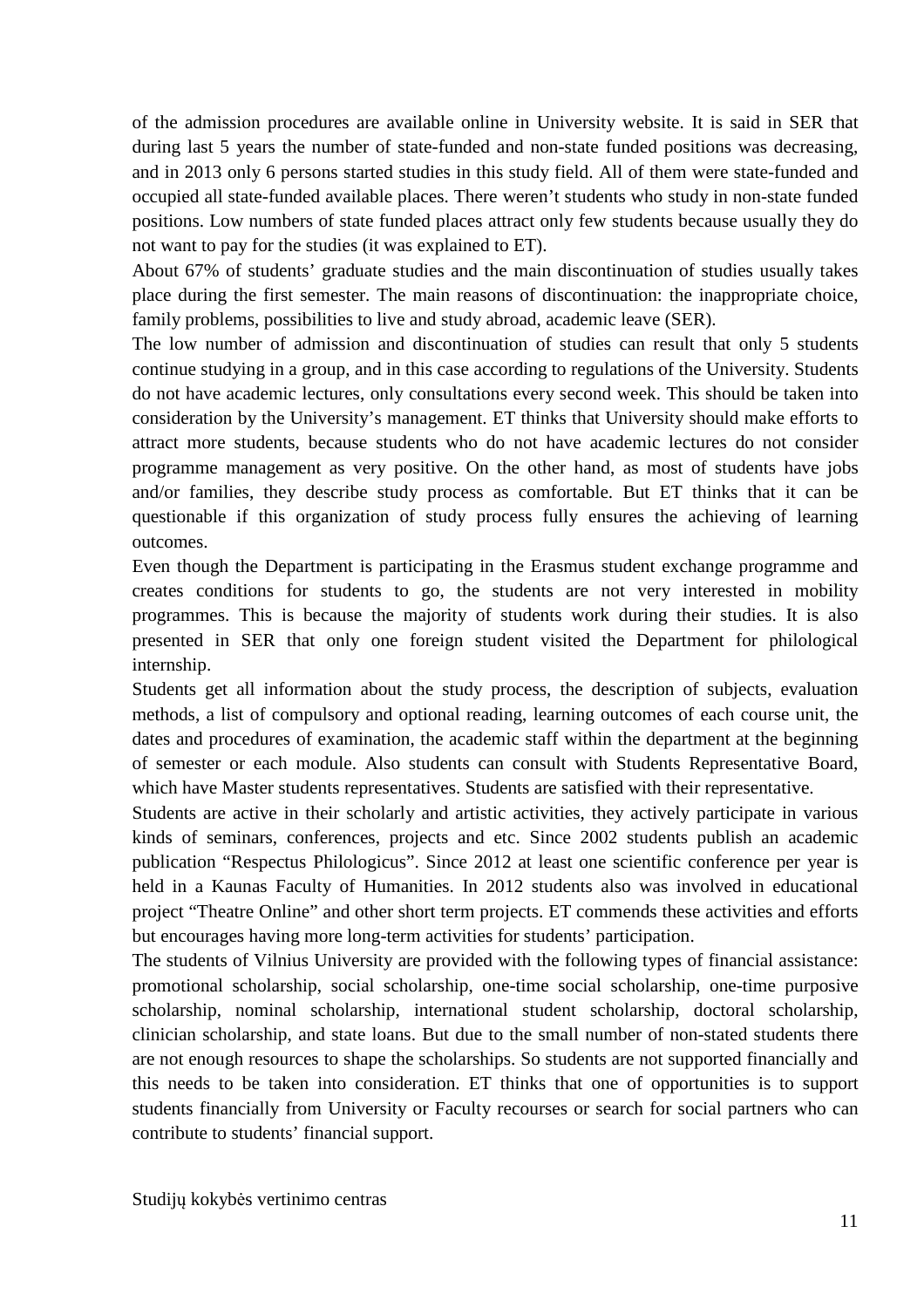of the admission procedures are available online in University website. It is said in SER that during last 5 years the number of state-funded and non-state funded positions was decreasing, and in 2013 only 6 persons started studies in this study field. All of them were state-funded and occupied all state-funded available places. There weren't students who study in non-state funded positions. Low numbers of state funded places attract only few students because usually they do not want to pay for the studies (it was explained to ET).

About 67% of students' graduate studies and the main discontinuation of studies usually takes place during the first semester. The main reasons of discontinuation: the inappropriate choice, family problems, possibilities to live and study abroad, academic leave (SER).

The low number of admission and discontinuation of studies can result that only 5 students continue studying in a group, and in this case according to regulations of the University. Students do not have academic lectures, only consultations every second week. This should be taken into consideration by the University's management. ET thinks that University should make efforts to attract more students, because students who do not have academic lectures do not consider programme management as very positive. On the other hand, as most of students have jobs and/or families, they describe study process as comfortable. But ET thinks that it can be questionable if this organization of study process fully ensures the achieving of learning outcomes.

Even though the Department is participating in the Erasmus student exchange programme and creates conditions for students to go, the students are not very interested in mobility programmes. This is because the majority of students work during their studies. It is also presented in SER that only one foreign student visited the Department for philological internship.

Students get all information about the study process, the description of subjects, evaluation methods, a list of compulsory and optional reading, learning outcomes of each course unit, the dates and procedures of examination, the academic staff within the department at the beginning of semester or each module. Also students can consult with Students Representative Board, which have Master students representatives. Students are satisfied with their representative.

Students are active in their scholarly and artistic activities, they actively participate in various kinds of seminars, conferences, projects and etc. Since 2002 students publish an academic publication "Respectus Philologicus". Since 2012 at least one scientific conference per year is held in a Kaunas Faculty of Humanities. In 2012 students also was involved in educational project "Theatre Online" and other short term projects. ET commends these activities and efforts but encourages having more long-term activities for students' participation.

The students of Vilnius University are provided with the following types of financial assistance: promotional scholarship, social scholarship, one-time social scholarship, one-time purposive scholarship, nominal scholarship, international student scholarship, doctoral scholarship, clinician scholarship, and state loans. But due to the small number of non-stated students there are not enough resources to shape the scholarships. So students are not supported financially and this needs to be taken into consideration. ET thinks that one of opportunities is to support students financially from University or Faculty recourses or search for social partners who can contribute to students' financial support.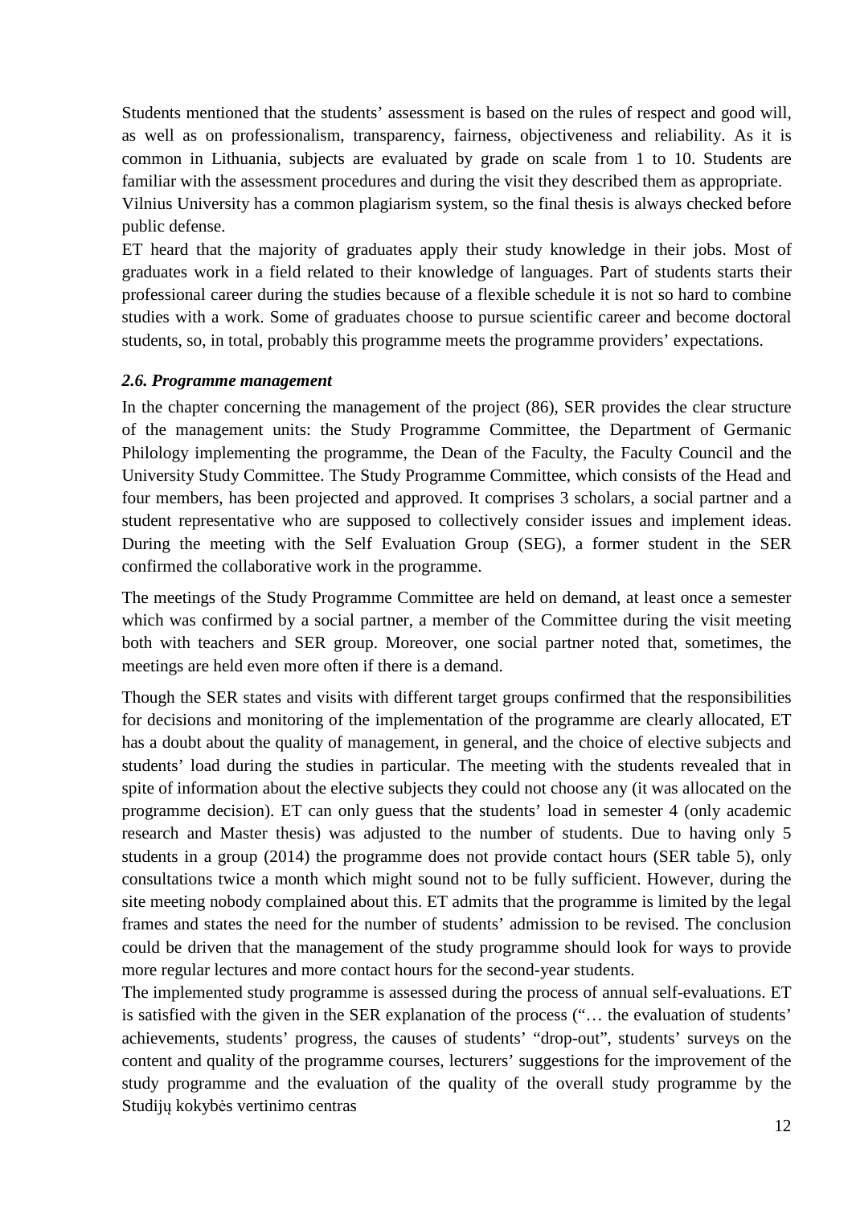Students mentioned that the students' assessment is based on the rules of respect and good will, as well as on professionalism, transparency, fairness, objectiveness and reliability. As it is common in Lithuania, subjects are evaluated by grade on scale from 1 to 10. Students are familiar with the assessment procedures and during the visit they described them as appropriate.

Vilnius University has a common plagiarism system, so the final thesis is always checked before public defense.

ET heard that the majority of graduates apply their study knowledge in their jobs. Most of graduates work in a field related to their knowledge of languages. Part of students starts their professional career during the studies because of a flexible schedule it is not so hard to combine studies with a work. Some of graduates choose to pursue scientific career and become doctoral students, so, in total, probably this programme meets the programme providers' expectations.

### *2.6. Programme management*

In the chapter concerning the management of the project (86), SER provides the clear structure of the management units: the Study Programme Committee, the Department of Germanic Philology implementing the programme, the Dean of the Faculty, the Faculty Council and the University Study Committee. The Study Programme Committee, which consists of the Head and four members, has been projected and approved. It comprises 3 scholars, a social partner and a student representative who are supposed to collectively consider issues and implement ideas. During the meeting with the Self Evaluation Group (SEG), a former student in the SER confirmed the collaborative work in the programme.

The meetings of the Study Programme Committee are held on demand, at least once a semester which was confirmed by a social partner, a member of the Committee during the visit meeting both with teachers and SER group. Moreover, one social partner noted that, sometimes, the meetings are held even more often if there is a demand.

Though the SER states and visits with different target groups confirmed that the responsibilities for decisions and monitoring of the implementation of the programme are clearly allocated, ET has a doubt about the quality of management, in general, and the choice of elective subjects and students' load during the studies in particular. The meeting with the students revealed that in spite of information about the elective subjects they could not choose any (it was allocated on the programme decision). ET can only guess that the students' load in semester 4 (only academic research and Master thesis) was adjusted to the number of students. Due to having only 5 students in a group (2014) the programme does not provide contact hours (SER table 5), only consultations twice a month which might sound not to be fully sufficient. However, during the site meeting nobody complained about this. ET admits that the programme is limited by the legal frames and states the need for the number of students' admission to be revised. The conclusion could be driven that the management of the study programme should look for ways to provide more regular lectures and more contact hours for the second-year students.

The implemented study programme is assessed during the process of annual self-evaluations. ET is satisfied with the given in the SER explanation of the process ("… the evaluation of students' achievements, students' progress, the causes of students' "drop-out", students' surveys on the content and quality of the programme courses, lecturers' suggestions for the improvement of the study programme and the evaluation of the quality of the overall study programme by the

Studijų kokybės vertinimo centras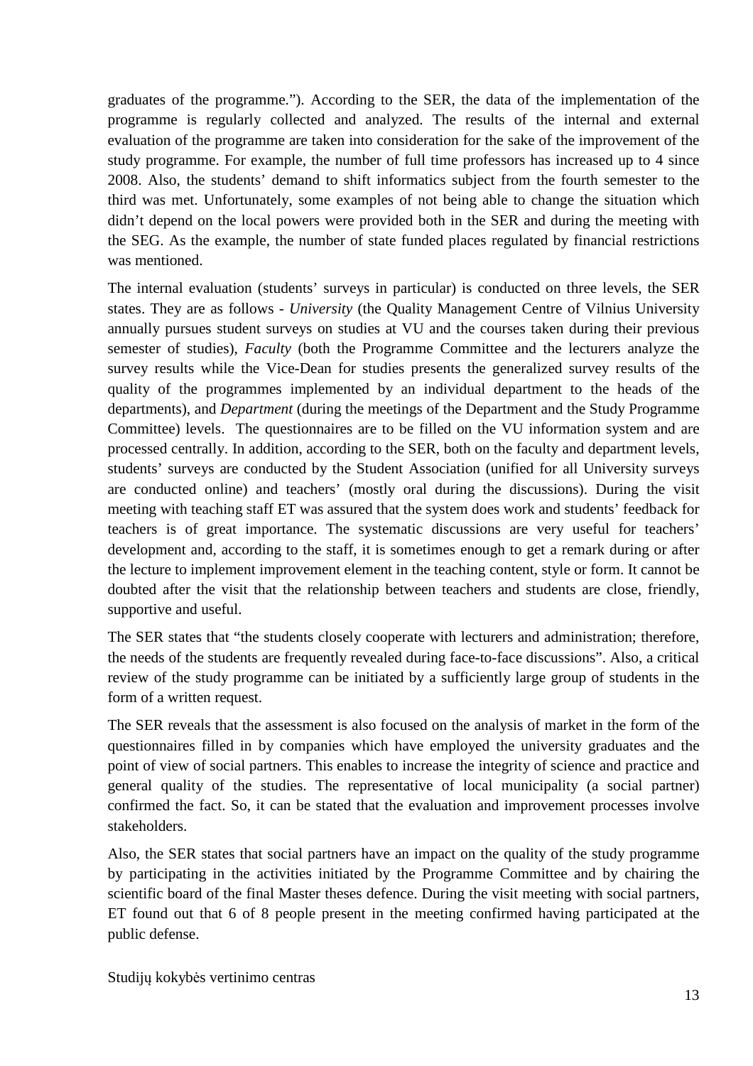graduates of the programme."). According to the SER, the data of the implementation of the programme is regularly collected and analyzed. The results of the internal and external evaluation of the programme are taken into consideration for the sake of the improvement of the study programme. For example, the number of full time professors has increased up to 4 since 2008. Also, the students' demand to shift informatics subject from the fourth semester to the third was met. Unfortunately, some examples of not being able to change the situation which didn't depend on the local powers were provided both in the SER and during the meeting with the SEG. As the example, the number of state funded places regulated by financial restrictions was mentioned.

The internal evaluation (students' surveys in particular) is conducted on three levels, the SER states. They are as follows - *University* (the Quality Management Centre of Vilnius University annually pursues student surveys on studies at VU and the courses taken during their previous semester of studies), *Faculty* (both the Programme Committee and the lecturers analyze the survey results while the Vice-Dean for studies presents the generalized survey results of the quality of the programmes implemented by an individual department to the heads of the departments), and *Department* (during the meetings of the Department and the Study Programme Committee) levels. The questionnaires are to be filled on the VU information system and are processed centrally. In addition, according to the SER, both on the faculty and department levels, students' surveys are conducted by the Student Association (unified for all University surveys are conducted online) and teachers' (mostly oral during the discussions). During the visit meeting with teaching staff ET was assured that the system does work and students' feedback for teachers is of great importance. The systematic discussions are very useful for teachers' development and, according to the staff, it is sometimes enough to get a remark during or after the lecture to implement improvement element in the teaching content, style or form. It cannot be doubted after the visit that the relationship between teachers and students are close, friendly, supportive and useful.

The SER states that "the students closely cooperate with lecturers and administration; therefore, the needs of the students are frequently revealed during face-to-face discussions". Also, a critical review of the study programme can be initiated by a sufficiently large group of students in the form of a written request.

The SER reveals that the assessment is also focused on the analysis of market in the form of the questionnaires filled in by companies which have employed the university graduates and the point of view of social partners. This enables to increase the integrity of science and practice and general quality of the studies. The representative of local municipality (a social partner) confirmed the fact. So, it can be stated that the evaluation and improvement processes involve stakeholders.

Also, the SER states that social partners have an impact on the quality of the study programme by participating in the activities initiated by the Programme Committee and by chairing the scientific board of the final Master theses defence. During the visit meeting with social partners, ET found out that 6 of 8 people present in the meeting confirmed having participated at the public defense.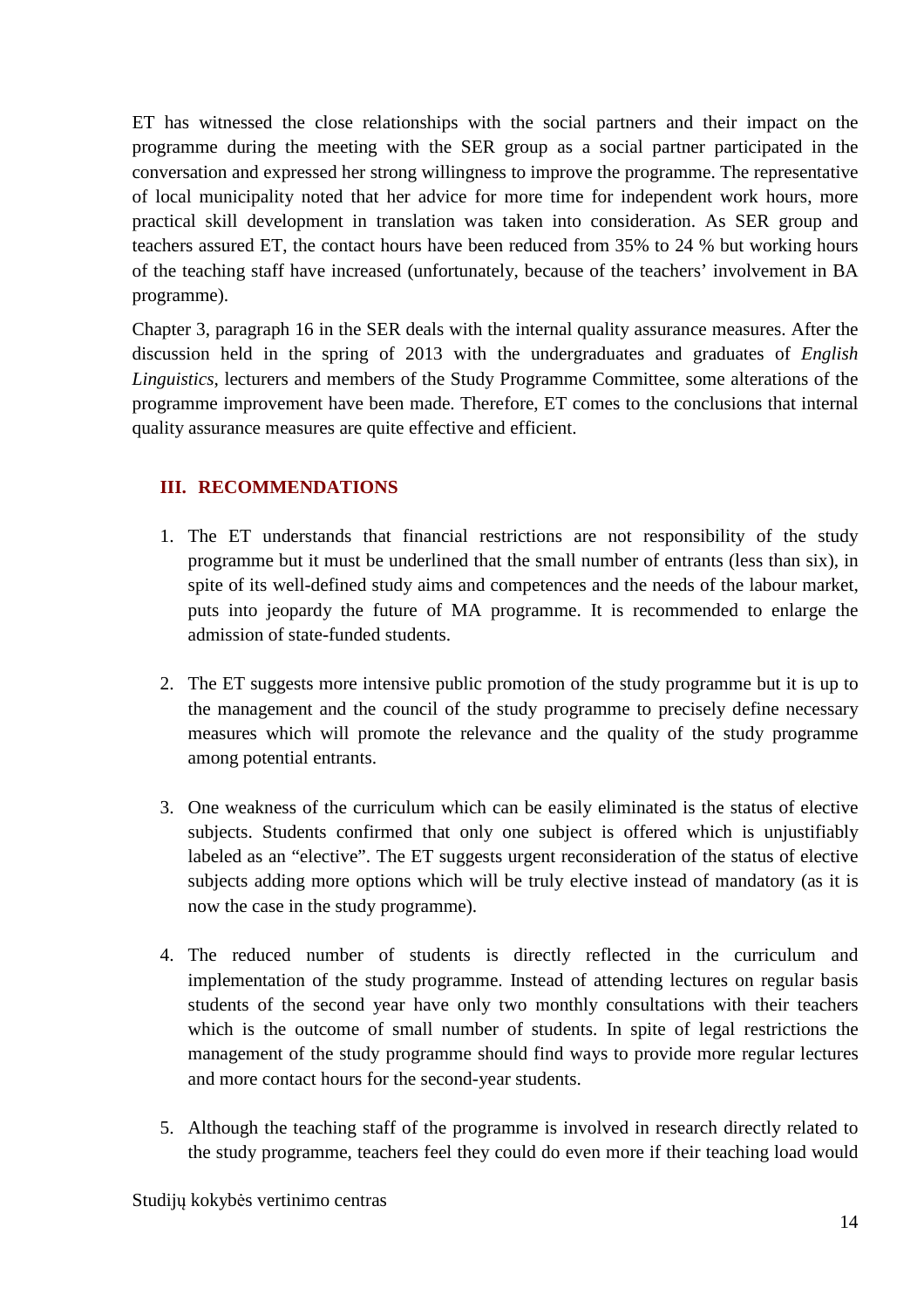ET has witnessed the close relationships with the social partners and their impact on the programme during the meeting with the SER group as a social partner participated in the conversation and expressed her strong willingness to improve the programme. The representative of local municipality noted that her advice for more time for independent work hours, more practical skill development in translation was taken into consideration. As SER group and teachers assured ET, the contact hours have been reduced from 35% to 24 % but working hours of the teaching staff have increased (unfortunately, because of the teachers' involvement in BA programme).

Chapter 3, paragraph 16 in the SER deals with the internal quality assurance measures. After the discussion held in the spring of 2013 with the undergraduates and graduates of *English Linguistics*, lecturers and members of the Study Programme Committee, some alterations of the programme improvement have been made. Therefore, ET comes to the conclusions that internal quality assurance measures are quite effective and efficient.

## III. RECOMMENDATIONS

1. The ET understands that financial restrictions are not responsibility of the study programme but it must be underlined that the small number of entrants (less than six), in spite of its well-defined study aims and competences and the needs of the labour market, puts into jeopardy the future of MA programme. It is recommended to enlarge the admission of state-funded students.

2. The ET suggests more intensive public promotion of the study programme but it is up to the management and the council of the study programme to precisely define necessary measures which will promote the relevance and the quality of the study programme among potential entrants.

3. One weakness of the curriculum which can be easily eliminated is the status of elective subjects. Students confirmed that only one subject is offered which is unjustifiably labeled as an "elective". The ET suggests urgent reconsideration of the status of elective subjects adding more options which will be truly elective instead of mandatory (as it is now the case in the study programme).

4. The reduced number of students is directly reflected in the curriculum and implementation of the study programme. Instead of attending lectures on regular basis students of the second year have only two monthly consultations with their teachers which is the outcome of small number of students. In spite of legal restrictions the management of the study programme should find ways to provide more regular lectures and more contact hours for the second-year students.

5. Although the teaching staff of the programme is involved in research directly related to the study programme, teachers feel they could do even more if their teaching load would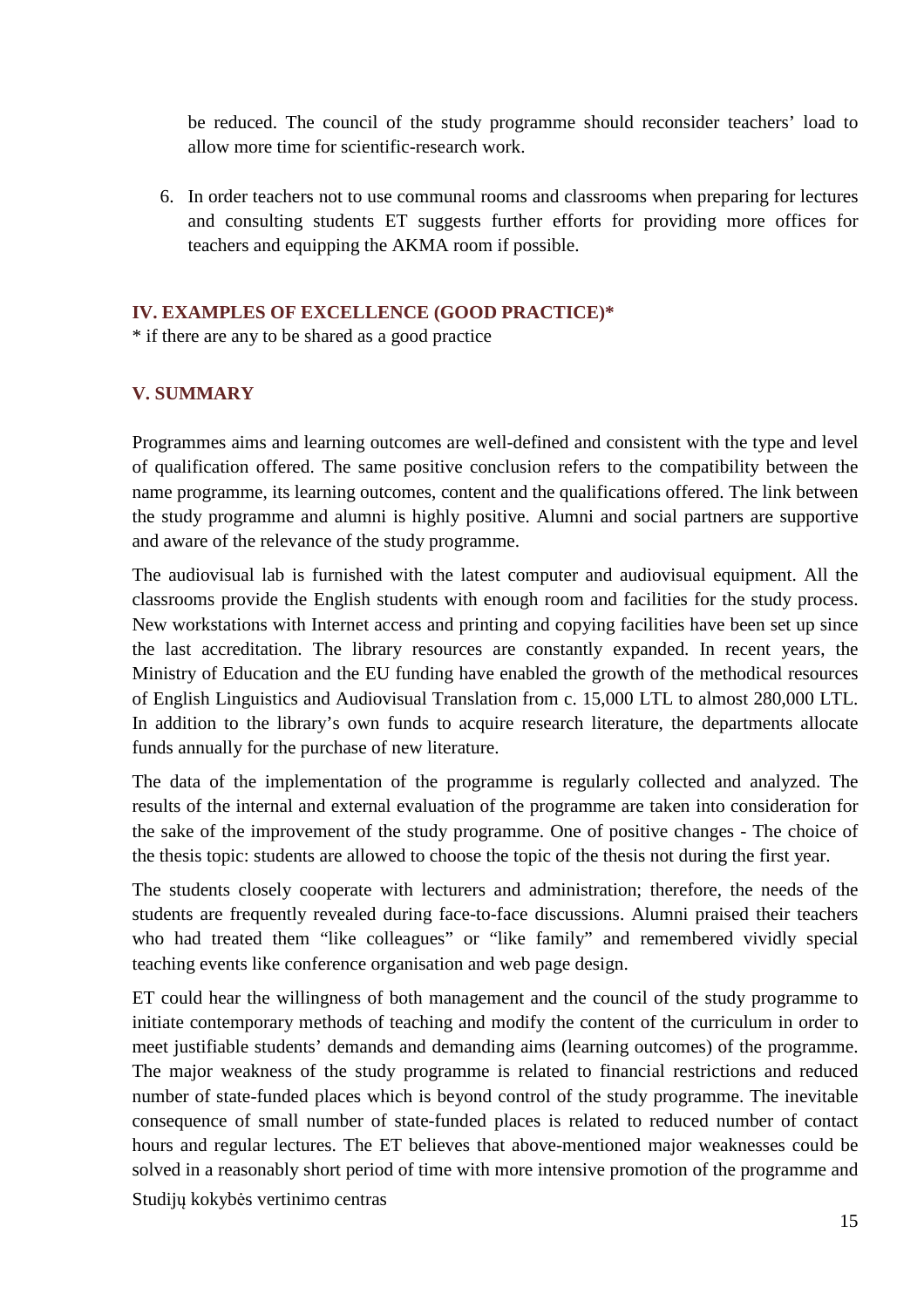be reduced. The council of the study programme should reconsider teachers' load to allow more time for scientific-research work.

6. In order teachers not to use communal rooms and classrooms when preparing for lectures and consulting students ET suggests further efforts for providing more offices for teachers and equipping the AKMA room if possible.

## IV. EXAMPLES OF EXCELLENCE (GOOD PRACTICE)*

* if there are any to be shared as a good practice

## V. SUMMARY

Programmes aims and learning outcomes are well-defined and consistent with the type and level of qualification offered. The same positive conclusion refers to the compatibility between the name programme, its learning outcomes, content and the qualifications offered. The link between the study programme and alumni is highly positive. Alumni and social partners are supportive and aware of the relevance of the study programme.

The audiovisual lab is furnished with the latest computer and audiovisual equipment. All the classrooms provide the English students with enough room and facilities for the study process. New workstations with Internet access and printing and copying facilities have been set up since the last accreditation. The library resources are constantly expanded. In recent years, the Ministry of Education and the EU funding have enabled the growth of the methodical resources of English Linguistics and Audiovisual Translation from c. 15,000 LTL to almost 280,000 LTL. In addition to the library's own funds to acquire research literature, the departments allocate funds annually for the purchase of new literature.

The data of the implementation of the programme is regularly collected and analyzed. The results of the internal and external evaluation of the programme are taken into consideration for the sake of the improvement of the study programme. One of positive changes - The choice of the thesis topic: students are allowed to choose the topic of the thesis not during the first year.

The students closely cooperate with lecturers and administration; therefore, the needs of the students are frequently revealed during face-to-face discussions. Alumni praised their teachers who had treated them "like colleagues" or "like family" and remembered vividly special teaching events like conference organisation and web page design.

ET could hear the willingness of both management and the council of the study programme to initiate contemporary methods of teaching and modify the content of the curriculum in order to meet justifiable students' demands and demanding aims (learning outcomes) of the programme. The major weakness of the study programme is related to financial restrictions and reduced number of state-funded places which is beyond control of the study programme. The inevitable consequence of small number of state-funded places is related to reduced number of contact hours and regular lectures. The ET believes that above-mentioned major weaknesses could be solved in a reasonably short period of time with more intensive promotion of the programme and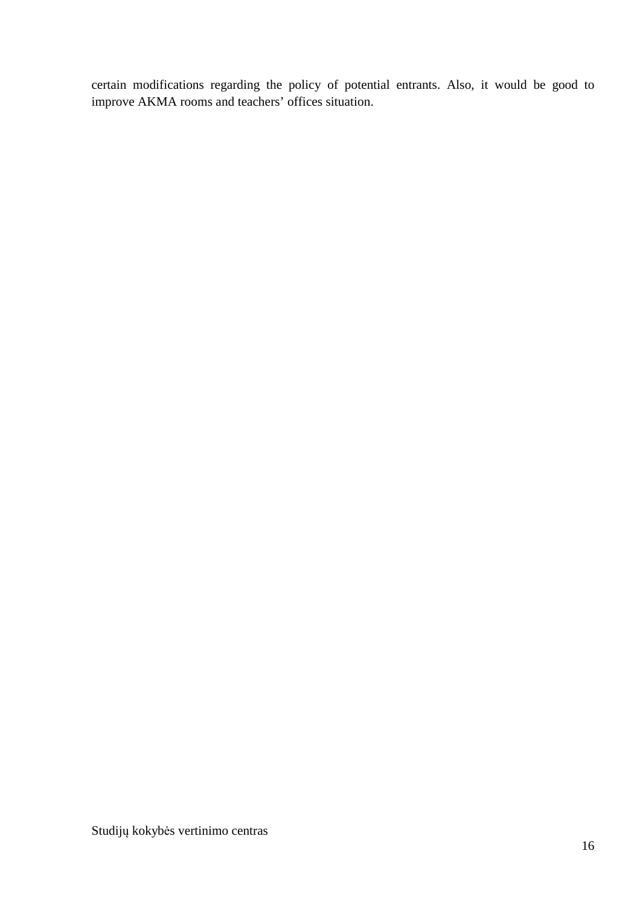certain modifications regarding the policy of potential entrants. Also, it would be good to improve AKMA rooms and teachers' offices situation.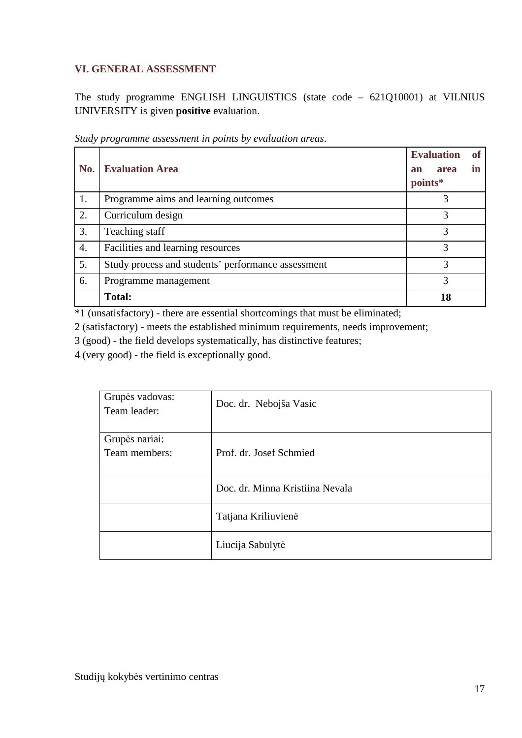## VI. GENERAL ASSESSMENT

The study programme ENGLISH LINGUISTICS (state code – 621Q10001) at VILNIUS UNIVERSITY is given **positive** evaluation.

*Study programme assessment in points by evaluation areas*.

| No. | Evaluation Area | Evaluation of an area in points* |
|---|---|---|
| 1. | Programme aims and learning outcomes | 3 |
| 2. | Curriculum design | 3 |
| 3. | Teaching staff | 3 |
| 4. | Facilities and learning resources | 3 |
| 5. | Study process and students' performance assessment | 3 |
| 6. | Programme management | 3 |
| | **Total:** | **18** |

*1 (unsatisfactory) - there are essential shortcomings that must be eliminated;
2 (satisfactory) - meets the established minimum requirements, needs improvement;
3 (good) - the field develops systematically, has distinctive features;
4 (very good) - the field is exceptionally good.

| | |
|---|---|
| Grupės vadovas:<br>Team leader: | Doc. dr. Nebojša Vasic |
| Grupės nariai:<br>Team members: | Prof. dr. Josef Schmied |
| | Doc. dr. Minna Kristiina Nevala |
| | Tatjana Kriliuvienė |
| | Liucija Sabulytė |

Studijų kokybės vertinimo centras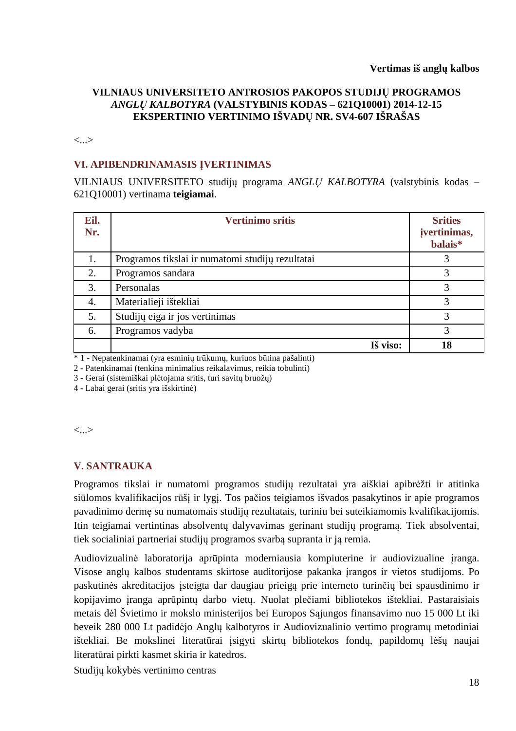**Vertimas iš anglų kalbos**

**VILNIAUS UNIVERSITETO ANTROSIOS PAKOPOS STUDIJŲ PROGRAMOS *ANGLŲ KALBOTYRA* (VALSTYBINIS KODAS – 621Q10001) 2014-12-15 EKSPERTINIO VERTINIMO IŠVADŲ NR. SV4-607 IŠRAŠAS**

<...>

## VI. APIBENDRINAMASIS ĮVERTINIMAS

VILNIAUS UNIVERSITETO studijų programa *ANGLŲ KALBOTYRA* (valstybinis kodas – 621Q10001) vertinama **teigiamai**.

| Eil. Nr. | Vertinimo sritis | Srities įvertinimas, balais* |
|---|---|---|
| 1. | Programos tikslai ir numatomi studijų rezultatai | 3 |
| 2. | Programos sandara | 3 |
| 3. | Personalas | 3 |
| 4. | Materialieji ištekliai | 3 |
| 5. | Studijų eiga ir jos vertinimas | 3 |
| 6. | Programos vadyba | 3 |
| | **Iš viso:** | **18** |

\* 1 - Nepatenkinamai (yra esminių trūkumų, kuriuos būtina pašalinti)

2 - Patenkinamai (tenkina minimalius reikalavimus, reikia tobulinti)

3 - Gerai (sistemiškai plėtojama sritis, turi savitų bruožų)

4 - Labai gerai (sritis yra išskirtinė)

<...>

## V. SANTRAUKA

Programos tikslai ir numatomi programos studijų rezultatai yra aiškiai apibrėžti ir atitinka siūlomos kvalifikacijos rūšį ir lygį. Tos pačios teigiamos išvados pasakytinos ir apie programos pavadinimo dermę su numatomais studijų rezultatais, turiniu bei suteikiamomis kvalifikacijomis. Itin teigiamai vertintinas absolventų dalyvavimas gerinant studijų programą. Tiek absolventai, tiek socialiniai partneriai studijų programos svarbą supranta ir ją remia.

Audiovizualinė laboratorija aprūpinta moderniausia kompiuterine ir audiovizualine įranga. Visose anglų kalbos studentams skirtose auditorijose pakanka įrangos ir vietos studijoms. Po paskutinės akreditacijos įsteigta dar daugiau prieigą prie interneto turinčių bei spausdinimo ir kopijavimo įranga aprūpintų darbo vietų. Nuolat plečiami bibliotekos ištekliai. Pastaraisiais metais dėl Švietimo ir mokslo ministerijos bei Europos Sąjungos finansavimo nuo 15 000 Lt iki beveik 280 000 Lt padidėjo Anglų kalbotyros ir Audiovizualinio vertimo programų metodiniai ištekliai. Be mokslinei literatūrai įsigyti skirtų bibliotekos fondų, papildomų lėšų naujai literatūrai pirkti kasmet skiria ir katedros.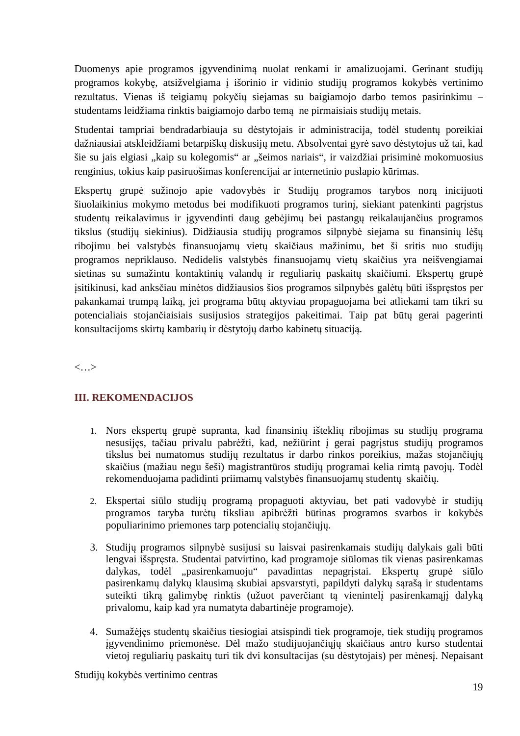Duomenys apie programos įgyvendinimą nuolat renkami ir amalizuojami. Gerinant studijų programos kokybę, atsižvelgiama į išorinio ir vidinio studijų programos kokybės vertinimo rezultatus. Vienas iš teigiamų pokyčių siejamas su baigiamojo darbo temos pasirinkimu – studentams leidžiama rinktis baigiamojo darbo temą ne pirmaisiais studijų metais.

Studentai tampriai bendradarbiauja su dėstytojais ir administracija, todėl studentų poreikiai dažniausiai atskleidžiami betarpiškų diskusijų metu. Absolventai gyrė savo dėstytojus už tai, kad šie su jais elgiasi „kaip su kolegomis" ar „šeimos nariais", ir vaizdžiai prisiminė mokomuosius renginius, tokius kaip pasiruošimas konferencijai ar internetinio puslapio kūrimas.

Ekspertų grupė sužinojo apie vadovybės ir Studijų programos tarybos norą inicijuoti šiuolaikinius mokymo metodus bei modifikuoti programos turinį, siekiant patenkinti pagrįstus studentų reikalavimus ir įgyvendinti daug gebėjimų bei pastangų reikalaujančius programos tikslus (studijų siekinius). Didžiausia studijų programos silpnybė siejama su finansinių lėšų ribojimu bei valstybės finansuojamų vietų skaičiaus mažinimu, bet ši sritis nuo studijų programos nepriklauso. Nedidelis valstybės finansuojamų vietų skaičius yra neišvengiamai sietinas su sumažintu kontaktinių valandų ir reguliarių paskaitų skaičiumi. Ekspertų grupė įsitikinusi, kad anksčiau minėtos didžiausios šios programos silpnybės galėtų būti išspręstos per pakankamai trumpą laiką, jei programa būtų aktyviau propaguojama bei atliekami tam tikri su potencialiais stojančiaisiais susijusios strategijos pakeitimai. Taip pat būtų gerai pagerinti konsultacijoms skirtų kambarių ir dėstytojų darbo kabinetų situaciją.

<…>

## III. REKOMENDACIJOS

1. Nors ekspertų grupė supranta, kad finansinių išteklių ribojimas su studijų programa nesusijęs, tačiau privalu pabrėžti, kad, nežiūrint į gerai pagrįstus studijų programos tikslus bei numatomus studijų rezultatus ir darbo rinkos poreikius, mažas stojančiųjų skaičius (mažiau negu šeši) magistrantūros studijų programai kelia rimtą pavojų. Todėl rekomenduojama padidinti priimamų valstybės finansuojamų studentų skaičių.

2. Ekspertai siūlo studijų programą propaguoti aktyviau, bet pati vadovybė ir studijų programos taryba turėtų tiksliau apibrėžti būtinas programos svarbos ir kokybės populiarinimo priemones tarp potencialių stojančiųjų.

3. Studijų programos silpnybė susijusi su laisvai pasirenkamais studijų dalykais gali būti lengvai išspręsta. Studentai patvirtino, kad programoje siūlomas tik vienas pasirenkamas dalykas, todėl „pasirenkamuoju" pavadintas nepagrįstai. Ekspertų grupė siūlo pasirenkamų dalykų klausimą skubiai apsvarstyti, papildyti dalykų sąrašą ir studentams suteikti tikrą galimybę rinktis (užuot paverčiant tą vienintelį pasirenkamąjį dalyką privalomu, kaip kad yra numatyta dabartinėje programoje).

4. Sumažėjęs studentų skaičius tiesiogiai atsispindi tiek programoje, tiek studijų programos įgyvendinimo priemonėse. Dėl mažo studijuojančiųjų skaičiaus antro kurso studentai vietoj reguliarių paskaitų turi tik dvi konsultacijas (su dėstytojais) per mėnesį. Nepaisant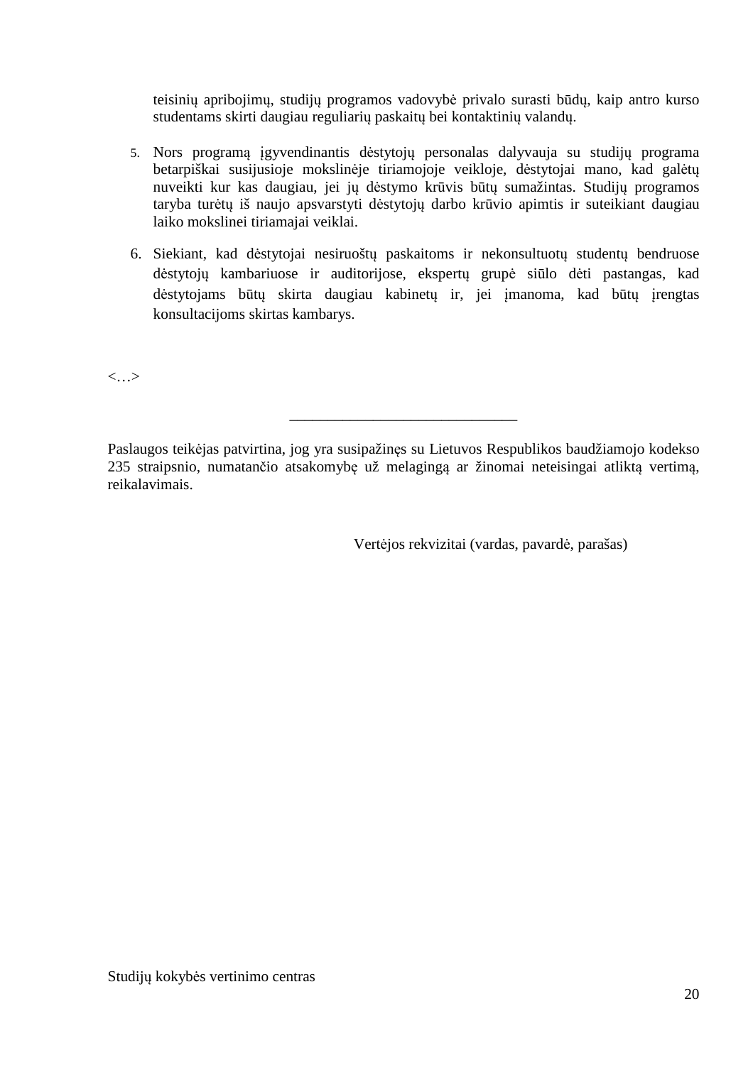teisinių apribojimų, studijų programos vadovybė privalo surasti būdų, kaip antro kurso studentams skirti daugiau reguliarių paskaitų bei kontaktinių valandų.

5. Nors programą įgyvendinantis dėstytojų personalas dalyvauja su studijų programa betarpiškai susijusioje mokslinėje tiriamojoje veikloje, dėstytojai mano, kad galėtų nuveikti kur kas daugiau, jei jų dėstymo krūvis būtų sumažintas. Studijų programos taryba turėtų iš naujo apsvarstyti dėstytojų darbo krūvio apimtis ir suteikiant daugiau laiko mokslinei tiriamajai veiklai.

6. Siekiant, kad dėstytojai nesiruoštų paskaitoms ir nekonsultuotų studentų bendruose dėstytojų kambariuose ir auditorijose, ekspertų grupė siūlo dėti pastangas, kad dėstytojams būtų skirta daugiau kabinetų ir, jei įmanoma, kad būtų įrengtas konsultacijoms skirtas kambarys.

<…>

______________________________

Paslaugos teikėjas patvirtina, jog yra susipažinęs su Lietuvos Respublikos baudžiamojo kodekso 235 straipsnio, numatančio atsakomybę už melagingą ar žinomai neteisingai atliktą vertimą, reikalavimais.

Vertėjos rekvizitai (vardas, pavardė, parašas)

Studijų kokybės vertinimo centras